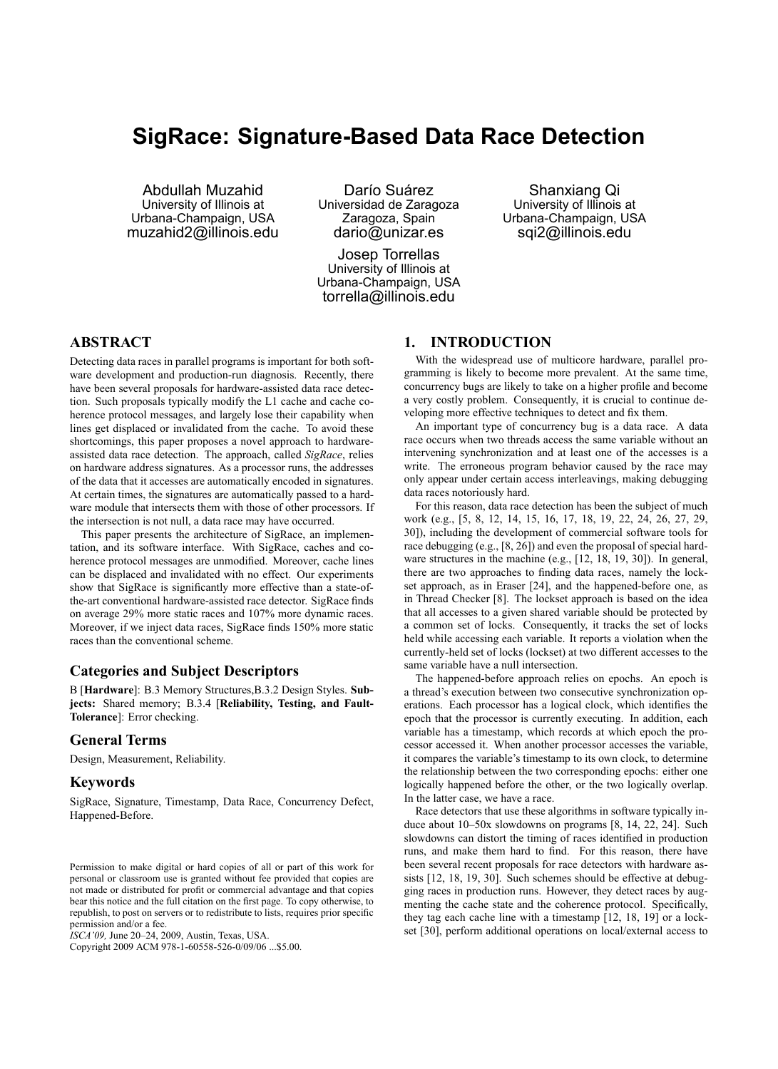# SigRace: Signature-Based Data Race Detection

Abdullah Muzahid
University of Illinois at Urbana-Champaign, USA
muzahid2@illinois.edu

Darío Suárez
Universidad de Zaragoza
Zaragoza, Spain
dario@unizar.es

Shanxiang Qi
University of Illinois at Urbana-Champaign, USA
sqi2@illinois.edu

Josep Torrellas
University of Illinois at Urbana-Champaign, USA
torrella@illinois.edu

## ABSTRACT

Detecting data races in parallel programs is important for both software development and production-run diagnosis. Recently, there have been several proposals for hardware-assisted data race detection. Such proposals typically modify the L1 cache and cache coherence protocol messages, and largely lose their capability when lines get displaced or invalidated from the cache. To avoid these shortcomings, this paper proposes a novel approach to hardware-assisted data race detection. The approach, called *SigRace*, relies on hardware address signatures. As a processor runs, the addresses of the data that it accesses are automatically encoded in signatures. At certain times, the signatures are automatically passed to a hardware module that intersects them with those of other processors. If the intersection is not null, a data race may have occurred.

This paper presents the architecture of SigRace, an implementation, and its software interface. With SigRace, caches and coherence protocol messages are unmodified. Moreover, cache lines can be displaced and invalidated with no effect. Our experiments show that SigRace is significantly more effective than a state-of-the-art conventional hardware-assisted race detector. SigRace finds on average 29% more static races and 107% more dynamic races. Moreover, if we inject data races, SigRace finds 150% more static races than the conventional scheme.

### Categories and Subject Descriptors

B [**Hardware**]: B.3 Memory Structures,B.3.2 Design Styles. **Subjects:** Shared memory; B.3.4 [**Reliability, Testing, and Fault-Tolerance**]: Error checking.

### General Terms

Design, Measurement, Reliability.

### Keywords

SigRace, Signature, Timestamp, Data Race, Concurrency Defect, Happened-Before.

Permission to make digital or hard copies of all or part of this work for personal or classroom use is granted without fee provided that copies are not made or distributed for profit or commercial advantage and that copies bear this notice and the full citation on the first page. To copy otherwise, to republish, to post on servers or to redistribute to lists, requires prior specific permission and/or a fee.
*ISCA'09,* June 20–24, 2009, Austin, Texas, USA.
Copyright 2009 ACM 978-1-60558-526-0/09/06 ...$5.00.

## 1. INTRODUCTION

With the widespread use of multicore hardware, parallel programming is likely to become more prevalent. At the same time, concurrency bugs are likely to take on a higher profile and become a very costly problem. Consequently, it is crucial to continue developing more effective techniques to detect and fix them.

An important type of concurrency bug is a data race. A data race occurs when two threads access the same variable without an intervening synchronization and at least one of the accesses is a write. The erroneous program behavior caused by the race may only appear under certain access interleavings, making debugging data races notoriously hard.

For this reason, data race detection has been the subject of much work (e.g., [5, 8, 12, 14, 15, 16, 17, 18, 19, 22, 24, 26, 27, 29, 30]), including the development of commercial software tools for race debugging (e.g., [8, 26]) and even the proposal of special hardware structures in the machine (e.g., [12, 18, 19, 30]). In general, there are two approaches to finding data races, namely the lockset approach, as in Eraser [24], and the happened-before one, as in Thread Checker [8]. The lockset approach is based on the idea that all accesses to a given shared variable should be protected by a common set of locks. Consequently, it tracks the set of locks held while accessing each variable. It reports a violation when the currently-held set of locks (lockset) at two different accesses to the same variable have a null intersection.

The happened-before approach relies on epochs. An epoch is a thread's execution between two consecutive synchronization operations. Each processor has a logical clock, which identifies the epoch that the processor is currently executing. In addition, each variable has a timestamp, which records at which epoch the processor accessed it. When another processor accesses the variable, it compares the variable's timestamp to its own clock, to determine the relationship between the two corresponding epochs: either one logically happened before the other, or the two logically overlap. In the latter case, we have a race.

Race detectors that use these algorithms in software typically induce about 10–50x slowdowns on programs [8, 14, 22, 24]. Such slowdowns can distort the timing of races identified in production runs, and make them hard to find. For this reason, there have been several recent proposals for race detectors with hardware assists [12, 18, 19, 30]. Such schemes should be effective at debugging races in production runs. However, they detect races by augmenting the cache state and the coherence protocol. Specifically, they tag each cache line with a timestamp [12, 18, 19] or a lockset [30], perform additional operations on local/external access to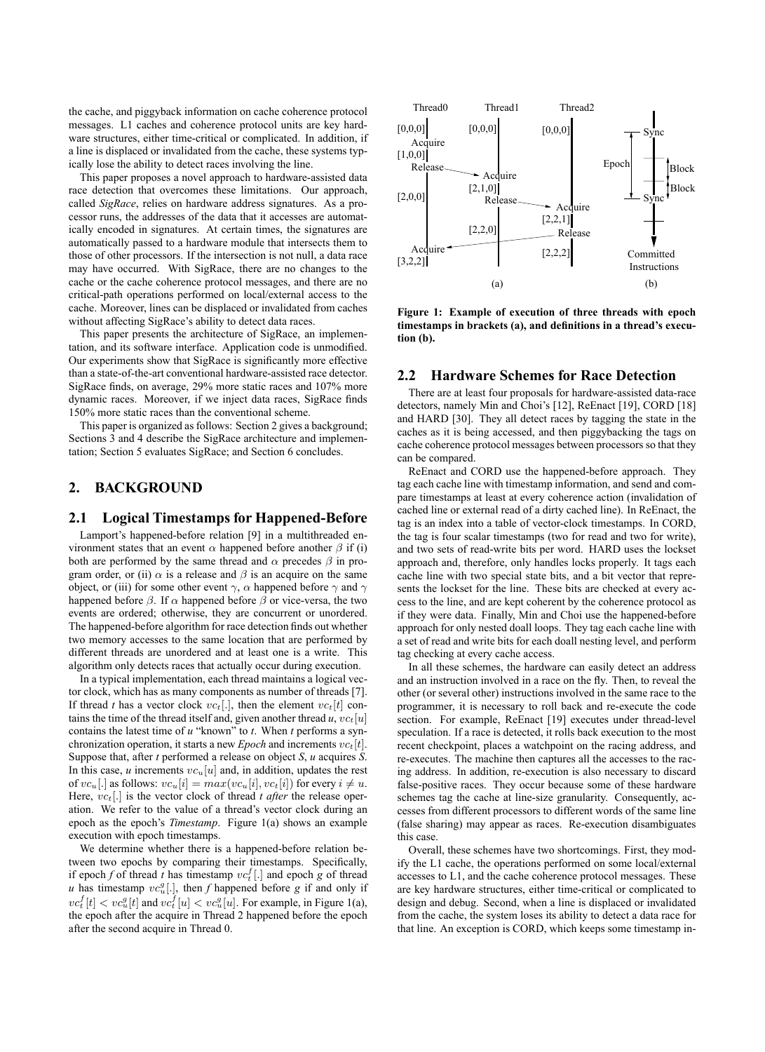the cache, and piggyback information on cache coherence protocol messages. L1 caches and coherence protocol units are key hardware structures, either time-critical or complicated. In addition, if a line is displaced or invalidated from the cache, these systems typically lose the ability to detect races involving the line.

This paper proposes a novel approach to hardware-assisted data race detection that overcomes these limitations. Our approach, called *SigRace*, relies on hardware address signatures. As a processor runs, the addresses of the data that it accesses are automatically encoded in signatures. At certain times, the signatures are automatically passed to a hardware module that intersects them to those of other processors. If the intersection is not null, a data race may have occurred. With SigRace, there are no changes to the cache or the cache coherence protocol messages, and there are no critical-path operations performed on local/external access to the cache. Moreover, lines can be displaced or invalidated from caches without affecting SigRace's ability to detect data races.

This paper presents the architecture of SigRace, an implementation, and its software interface. Application code is unmodified. Our experiments show that SigRace is significantly more effective than a state-of-the-art conventional hardware-assisted race detector. SigRace finds, on average, 29% more static races and 107% more dynamic races. Moreover, if we inject data races, SigRace finds 150% more static races than the conventional scheme.

This paper is organized as follows: Section 2 gives a background; Sections 3 and 4 describe the SigRace architecture and implementation; Section 5 evaluates SigRace; and Section 6 concludes.

## 2. BACKGROUND

### 2.1 Logical Timestamps for Happened-Before

Lamport's happened-before relation [9] in a multithreaded environment states that an event $\alpha$ happened before another $\beta$ if (i) both are performed by the same thread and $\alpha$ precedes $\beta$ in program order, or (ii) $\alpha$ is a release and $\beta$ is an acquire on the same object, or (iii) for some other event $\gamma$, $\alpha$ happened before $\gamma$ and $\gamma$ happened before $\beta$. If $\alpha$ happened before $\beta$ or vice-versa, the two events are ordered; otherwise, they are concurrent or unordered. The happened-before algorithm for race detection finds out whether two memory accesses to the same location that are performed by different threads are unordered and at least one is a write. This algorithm only detects races that actually occur during execution.

In a typical implementation, each thread maintains a logical vector clock, which has as many components as number of threads [7]. If thread *t* has a vector clock $vc_t[.]$, then the element $vc_t[t]$ contains the time of the thread itself and, given another thread *u*, $vc_t[u]$ contains the latest time of *u* "known" to *t*. When *t* performs a synchronization operation, it starts a new *Epoch* and increments $vc_t[t]$. Suppose that, after *t* performed a release on object *S*, *u* acquires *S*. In this case, *u* increments $vc_u[u]$ and, in addition, updates the rest of $vc_u[.]$ as follows: $vc_u[i] = max(vc_u[i], vc_t[i])$ for every $i \neq u$. Here, $vc_t[.]$ is the vector clock of thread *t* *after* the release operation. We refer to the value of a thread's vector clock during an epoch as the epoch's *Timestamp*. Figure 1(a) shows an example execution with epoch timestamps.

We determine whether there is a happened-before relation between two epochs by comparing their timestamps. Specifically, if epoch *f* of thread *t* has timestamp $vc_t^f[.]$ and epoch *g* of thread *u* has timestamp $vc_u^g[.]$, then *f* happened before *g* if and only if $vc_t^f[t] < vc_u^g[t]$ and $vc_t^f[u] < vc_u^g[u]$. For example, in Figure 1(a), the epoch after the acquire in Thread 2 happened before the epoch after the second acquire in Thread 0.

**Figure 1: Example of execution of three threads with epoch timestamps in brackets (a), and definitions in a thread's execution (b).**

### 2.2 Hardware Schemes for Race Detection

There are at least four proposals for hardware-assisted data-race detectors, namely Min and Choi's [12], ReEnact [19], CORD [18] and HARD [30]. They all detect races by tagging the state in the caches as it is being accessed, and then piggybacking the tags on cache coherence protocol messages between processors so that they can be compared.

ReEnact and CORD use the happened-before approach. They tag each cache line with timestamp information, and send and compare timestamps at least at every coherence action (invalidation of cached line or external read of a dirty cached line). In ReEnact, the tag is an index into a table of vector-clock timestamps. In CORD, the tag is four scalar timestamps (two for read and two for write), and two sets of read-write bits per word. HARD uses the lockset approach and, therefore, only handles locks properly. It tags each cache line with two special state bits, and a bit vector that represents the lockset for the line. These bits are checked at every access to the line, and are kept coherent by the coherence protocol as if they were data. Finally, Min and Choi use the happened-before approach for only nested doall loops. They tag each cache line with a set of read and write bits for each doall nesting level, and perform tag checking at every cache access.

In all these schemes, the hardware can easily detect an address and an instruction involved in a race on the fly. Then, to reveal the other (or several other) instructions involved in the same race to the programmer, it is necessary to roll back and re-execute the code section. For example, ReEnact [19] executes under thread-level speculation. If a race is detected, it rolls back execution to the most recent checkpoint, places a watchpoint on the racing address, and re-executes. The machine then captures all the accesses to the racing address. In addition, re-execution is also necessary to discard false-positive races. They occur because some of these hardware schemes tag the cache at line-size granularity. Consequently, accesses from different processors to different words of the same line (false sharing) may appear as races. Re-execution disambiguates this case.

Overall, these schemes have two shortcomings. First, they modify the L1 cache, the operations performed on some local/external accesses to L1, and the cache coherence protocol messages. These are key hardware structures, either time-critical or complicated to design and debug. Second, when a line is displaced or invalidated from the cache, the system loses its ability to detect a data race for that line. An exception is CORD, which keeps some timestamp in-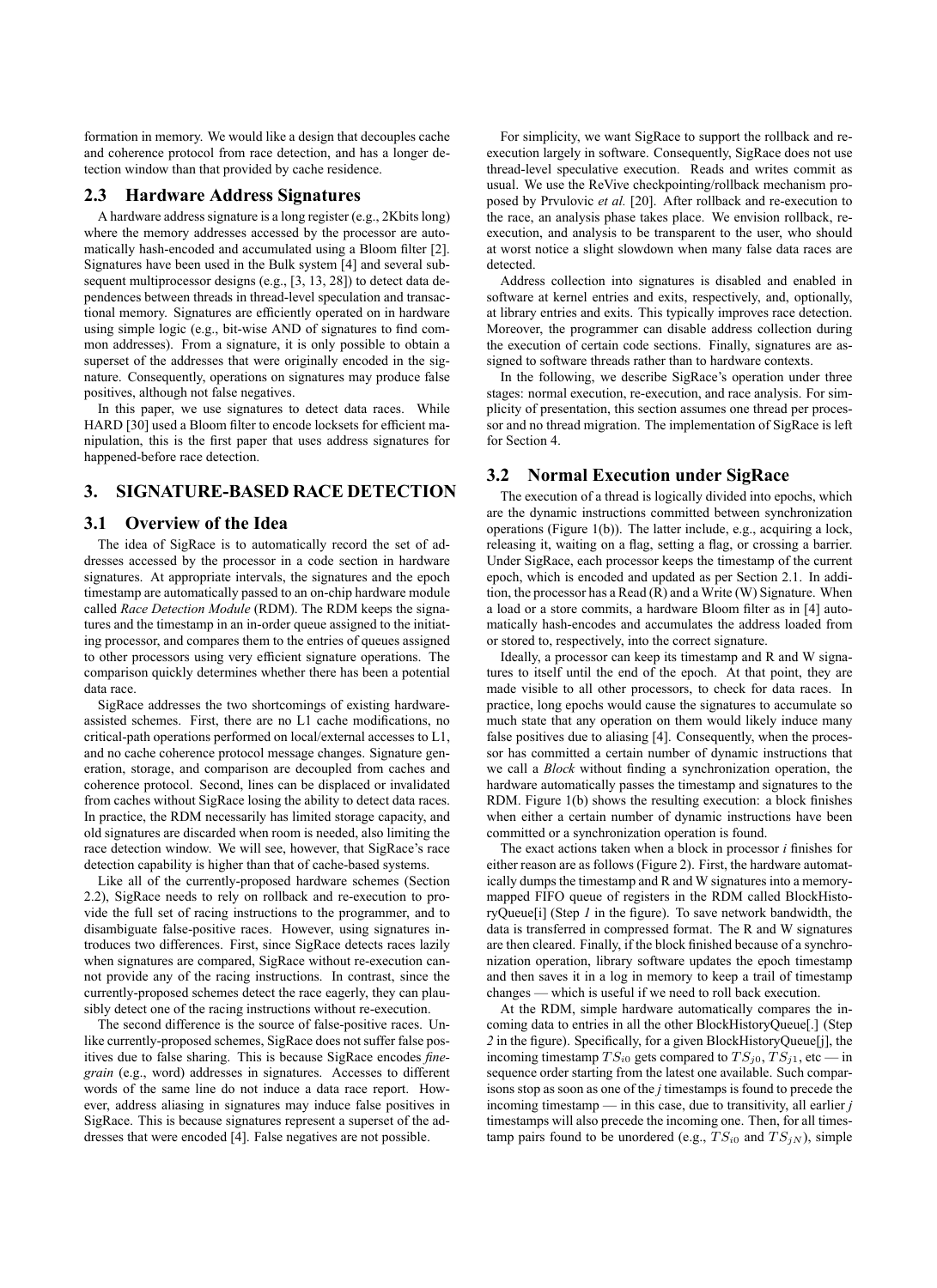formation in memory. We would like a design that decouples cache and coherence protocol from race detection, and has a longer detection window than that provided by cache residence.

### 2.3 Hardware Address Signatures

A hardware address signature is a long register (e.g., 2Kbits long) where the memory addresses accessed by the processor are automatically hash-encoded and accumulated using a Bloom filter [2]. Signatures have been used in the Bulk system [4] and several subsequent multiprocessor designs (e.g., [3, 13, 28]) to detect data dependences between threads in thread-level speculation and transactional memory. Signatures are efficiently operated on in hardware using simple logic (e.g., bit-wise AND of signatures to find common addresses). From a signature, it is only possible to obtain a superset of the addresses that were originally encoded in the signature. Consequently, operations on signatures may produce false positives, although not false negatives.

In this paper, we use signatures to detect data races. While HARD [30] used a Bloom filter to encode locksets for efficient manipulation, this is the first paper that uses address signatures for happened-before race detection.

## 3. SIGNATURE-BASED RACE DETECTION

### 3.1 Overview of the Idea

The idea of SigRace is to automatically record the set of addresses accessed by the processor in a code section in hardware signatures. At appropriate intervals, the signatures and the epoch timestamp are automatically passed to an on-chip hardware module called *Race Detection Module* (RDM). The RDM keeps the signatures and the timestamp in an in-order queue assigned to the initiating processor, and compares them to the entries of queues assigned to other processors using very efficient signature operations. The comparison quickly determines whether there has been a potential data race.

SigRace addresses the two shortcomings of existing hardware-assisted schemes. First, there are no L1 cache modifications, no critical-path operations performed on local/external accesses to L1, and no cache coherence protocol message changes. Signature generation, storage, and comparison are decoupled from caches and coherence protocol. Second, lines can be displaced or invalidated from caches without SigRace losing the ability to detect data races. In practice, the RDM necessarily has limited storage capacity, and old signatures are discarded when room is needed, also limiting the race detection window. We will see, however, that SigRace's race detection capability is higher than that of cache-based systems.

Like all of the currently-proposed hardware schemes (Section 2.2), SigRace needs to rely on rollback and re-execution to provide the full set of racing instructions to the programmer, and to disambiguate false-positive races. However, using signatures introduces two differences. First, since SigRace detects races lazily when signatures are compared, SigRace without re-execution cannot provide any of the racing instructions. In contrast, since the currently-proposed schemes detect the race eagerly, they can plausibly detect one of the racing instructions without re-execution.

The second difference is the source of false-positive races. Unlike currently-proposed schemes, SigRace does not suffer false positives due to false sharing. This is because SigRace encodes *fine-grain* (e.g., word) addresses in signatures. Accesses to different words of the same line do not induce a data race report. However, address aliasing in signatures may induce false positives in SigRace. This is because signatures represent a superset of the addresses that were encoded [4]. False negatives are not possible.

For simplicity, we want SigRace to support the rollback and re-execution largely in software. Consequently, SigRace does not use thread-level speculative execution. Reads and writes commit as usual. We use the ReVive checkpointing/rollback mechanism proposed by Prvulovic *et al.* [20]. After rollback and re-execution to the race, an analysis phase takes place. We envision rollback, re-execution, and analysis to be transparent to the user, who should at worst notice a slight slowdown when many false data races are detected.

Address collection into signatures is disabled and enabled in software at kernel entries and exits, respectively, and, optionally, at library entries and exits. This typically improves race detection. Moreover, the programmer can disable address collection during the execution of certain code sections. Finally, signatures are assigned to software threads rather than to hardware contexts.

In the following, we describe SigRace's operation under three stages: normal execution, re-execution, and race analysis. For simplicity of presentation, this section assumes one thread per processor and no thread migration. The implementation of SigRace is left for Section 4.

### 3.2 Normal Execution under SigRace

The execution of a thread is logically divided into epochs, which are the dynamic instructions committed between synchronization operations (Figure 1(b)). The latter include, e.g., acquiring a lock, releasing it, waiting on a flag, setting a flag, or crossing a barrier. Under SigRace, each processor keeps the timestamp of the current epoch, which is encoded and updated as per Section 2.1. In addition, the processor has a Read (R) and a Write (W) Signature. When a load or a store commits, a hardware Bloom filter as in [4] automatically hash-encodes and accumulates the address loaded from or stored to, respectively, into the correct signature.

Ideally, a processor can keep its timestamp and R and W signatures to itself until the end of the epoch. At that point, they are made visible to all other processors, to check for data races. In practice, long epochs would cause the signatures to accumulate so much state that any operation on them would likely induce many false positives due to aliasing [4]. Consequently, when the processor has committed a certain number of dynamic instructions that we call a *Block* without finding a synchronization operation, the hardware automatically passes the timestamp and signatures to the RDM. Figure 1(b) shows the resulting execution: a block finishes when either a certain number of dynamic instructions have been committed or a synchronization operation is found.

The exact actions taken when a block in processor *i* finishes for either reason are as follows (Figure 2). First, the hardware automatically dumps the timestamp and R and W signatures into a memory-mapped FIFO queue of registers in the RDM called BlockHistoryQueue[i] (Step *1* in the figure). To save network bandwidth, the data is transferred in compressed format. The R and W signatures are then cleared. Finally, if the block finished because of a synchronization operation, library software updates the epoch timestamp and then saves it in a log in memory to keep a trail of timestamp changes — which is useful if we need to roll back execution.

At the RDM, simple hardware automatically compares the incoming data to entries in all the other BlockHistoryQueue[.] (Step *2* in the figure). Specifically, for a given BlockHistoryQueue[j], the incoming timestamp $TS_{i0}$ gets compared to $TS_{j0}$, $TS_{j1}$, etc — in sequence order starting from the latest one available. Such comparisons stop as soon as one of the *j* timestamps is found to precede the incoming timestamp — in this case, due to transitivity, all earlier *j* timestamps will also precede the incoming one. Then, for all timestamp pairs found to be unordered (e.g., $TS_{i0}$ and $TS_{jN}$), simple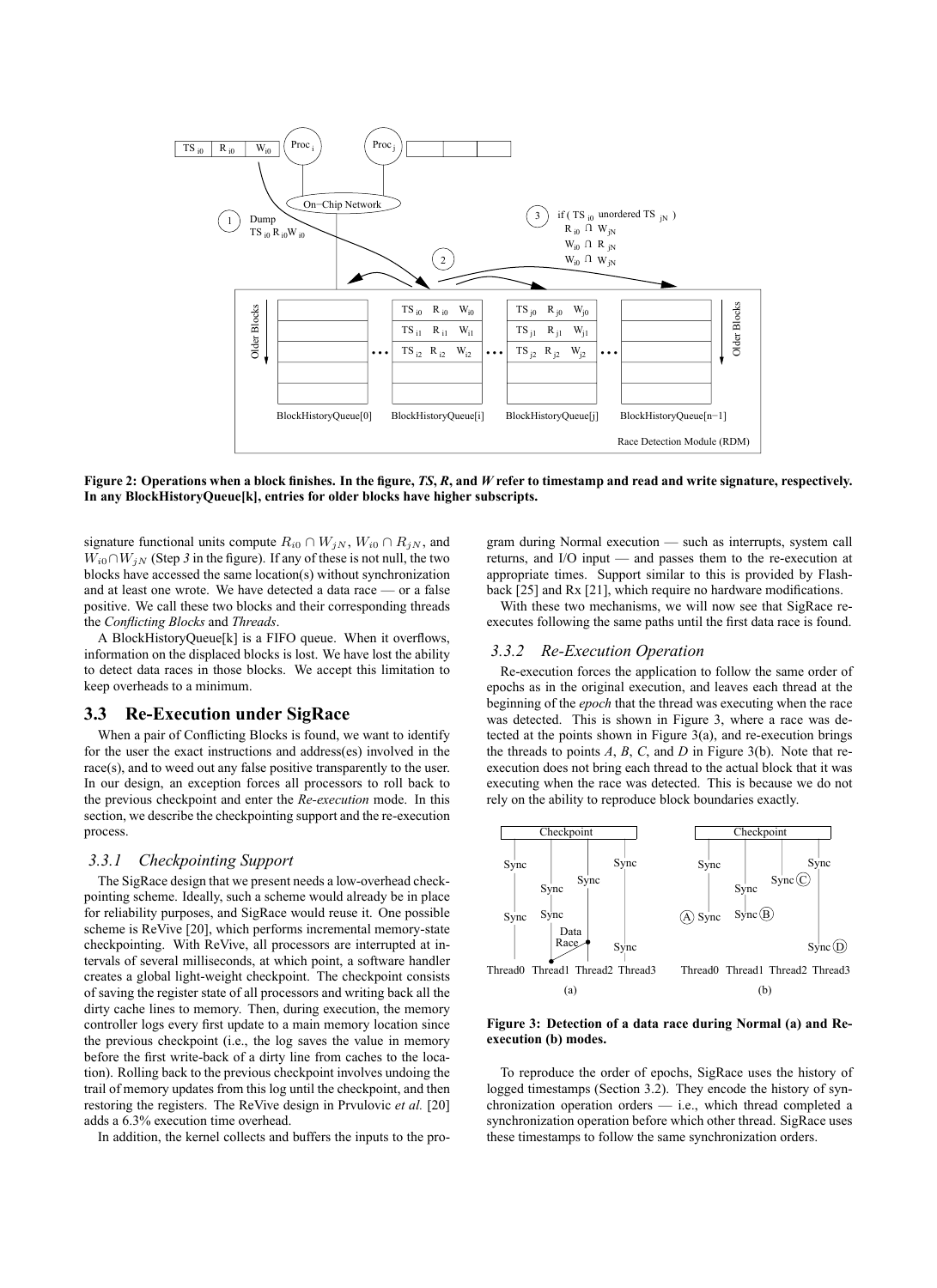**Figure 2: Operations when a block finishes. In the figure, *TS*, *R*, and *W* refer to timestamp and read and write signature, respectively. In any BlockHistoryQueue[k], entries for older blocks have higher subscripts.**

signature functional units compute $R_{i0} \cap W_{jN}$, $W_{i0} \cap R_{jN}$, and $W_{i0} \cap W_{jN}$ (Step *3* in the figure). If any of these is not null, the two blocks have accessed the same location(s) without synchronization and at least one wrote. We have detected a data race — or a false positive. We call these two blocks and their corresponding threads the *Conflicting Blocks* and *Threads*.

A BlockHistoryQueue[k] is a FIFO queue. When it overflows, information on the displaced blocks is lost. We have lost the ability to detect data races in those blocks. We accept this limitation to keep overheads to a minimum.

## 3.3 Re-Execution under SigRace

When a pair of Conflicting Blocks is found, we want to identify for the user the exact instructions and address(es) involved in the race(s), and to weed out any false positive transparently to the user. In our design, an exception forces all processors to roll back to the previous checkpoint and enter the *Re-execution* mode. In this section, we describe the checkpointing support and the re-execution process.

### 3.3.1 Checkpointing Support

The SigRace design that we present needs a low-overhead checkpointing scheme. Ideally, such a scheme would already be in place for reliability purposes, and SigRace would reuse it. One possible scheme is ReVive [20], which performs incremental memory-state checkpointing. With ReVive, all processors are interrupted at intervals of several milliseconds, at which point, a software handler creates a global light-weight checkpoint. The checkpoint consists of saving the register state of all processors and writing back all the dirty cache lines to memory. Then, during execution, the memory controller logs every first update to a main memory location since the previous checkpoint (i.e., the log saves the value in memory before the first write-back of a dirty line from caches to the location). Rolling back to the previous checkpoint involves undoing the trail of memory updates from this log until the checkpoint, and then restoring the registers. The ReVive design in Prvulovic *et al.* [20] adds a 6.3% execution time overhead.

In addition, the kernel collects and buffers the inputs to the program during Normal execution — such as interrupts, system call returns, and I/O input — and passes them to the re-execution at appropriate times. Support similar to this is provided by Flashback [25] and Rx [21], which require no hardware modifications.

With these two mechanisms, we will now see that SigRace re-executes following the same paths until the first data race is found.

### 3.3.2 Re-Execution Operation

Re-execution forces the application to follow the same order of epochs as in the original execution, and leaves each thread at the beginning of the *epoch* that the thread was executing when the race was detected. This is shown in Figure 3, where a race was detected at the points shown in Figure 3(a), and re-execution brings the threads to points *A*, *B*, *C*, and *D* in Figure 3(b). Note that re-execution does not bring each thread to the actual block that it was executing when the race was detected. This is because we do not rely on the ability to reproduce block boundaries exactly.

**Figure 3: Detection of a data race during Normal (a) and Re-execution (b) modes.**

To reproduce the order of epochs, SigRace uses the history of logged timestamps (Section 3.2). They encode the history of synchronization operation orders — i.e., which thread completed a synchronization operation before which other thread. SigRace uses these timestamps to follow the same synchronization orders.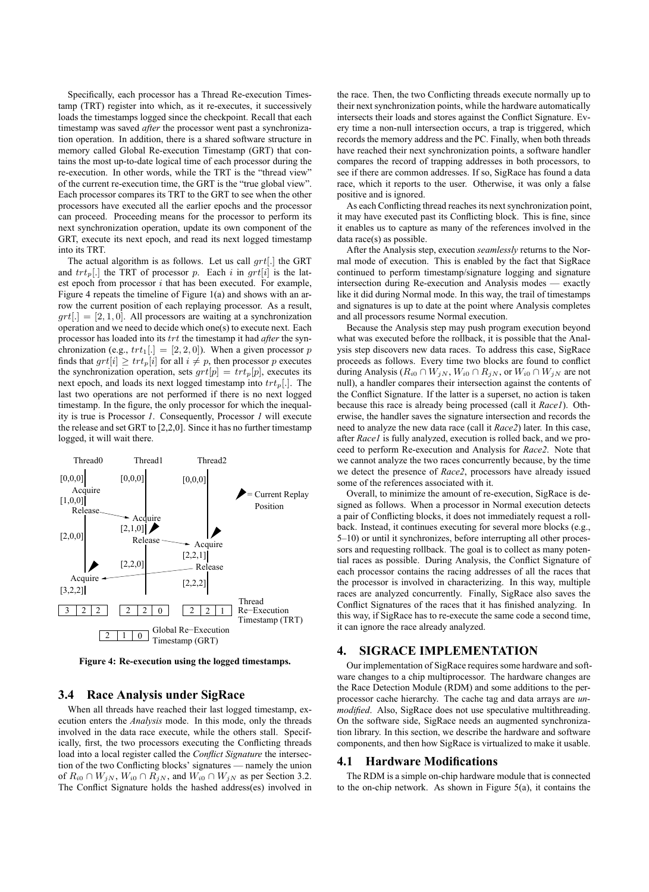Specifically, each processor has a Thread Re-execution Timestamp (TRT) register into which, as it re-executes, it successively loads the timestamps logged since the checkpoint. Recall that each timestamp was saved *after* the processor went past a synchronization operation. In addition, there is a shared software structure in memory called Global Re-execution Timestamp (GRT) that contains the most up-to-date logical time of each processor during the re-execution. In other words, while the TRT is the "thread view" of the current re-execution time, the GRT is the "true global view". Each processor compares its TRT to the GRT to see when the other processors have executed all the earlier epochs and the processor can proceed. Proceeding means for the processor to perform its next synchronization operation, update its own component of the GRT, execute its next epoch, and read its next logged timestamp into its TRT.

The actual algorithm is as follows. Let us call $grt[.]$ the GRT and $trt_p[.]$ the TRT of processor $p$. Each $i$ in $grt[i]$ is the latest epoch from processor $i$ that has been executed. For example, Figure 4 repeats the timeline of Figure 1(a) and shows with an arrow the current position of each replaying processor. As a result, $grt[.] = [2, 1, 0]$. All processors are waiting at a synchronization operation and we need to decide which one(s) to execute next. Each processor has loaded into its $trt$ the timestamp it had *after* the synchronization (e.g., $trt_1[.] = [2, 2, 0]$). When a given processor $p$ finds that $grt[i] \geq trt_p[i]$ for all $i \neq p$, then processor $p$ executes the synchronization operation, sets $grt[p] = trt_p[p]$, executes its next epoch, and loads its next logged timestamp into $trt_p[.]$. The last two operations are not performed if there is no next logged timestamp. In the figure, the only processor for which the inequality is true is Processor *1*. Consequently, Processor *1* will execute the release and set GRT to [2,2,0]. Since it has no further timestamp logged, it will wait there.

**Figure 4: Re-execution using the logged timestamps.**

### 3.4 Race Analysis under SigRace

When all threads have reached their last logged timestamp, execution enters the *Analysis* mode. In this mode, only the threads involved in the data race execute, while the others stall. Specifically, first, the two processors executing the Conflicting threads load into a local register called the *Conflict Signature* the intersection of the two Conflicting blocks' signatures — namely the union of $R_{i0} \cap W_{jN}$, $W_{i0} \cap R_{jN}$, and $W_{i0} \cap W_{jN}$ as per Section 3.2. The Conflict Signature holds the hashed address(es) involved in the race. Then, the two Conflicting threads execute normally up to their next synchronization points, while the hardware automatically intersects their loads and stores against the Conflict Signature. Every time a non-null intersection occurs, a trap is triggered, which records the memory address and the PC. Finally, when both threads have reached their next synchronization points, a software handler compares the record of trapping addresses in both processors, to see if there are common addresses. If so, SigRace has found a data race, which it reports to the user. Otherwise, it was only a false positive and is ignored.

As each Conflicting thread reaches its next synchronization point, it may have executed past its Conflicting block. This is fine, since it enables us to capture as many of the references involved in the data race(s) as possible.

After the Analysis step, execution *seamlessly* returns to the Normal mode of execution. This is enabled by the fact that SigRace continued to perform timestamp/signature logging and signature intersection during Re-execution and Analysis modes — exactly like it did during Normal mode. In this way, the trail of timestamps and signatures is up to date at the point where Analysis completes and all processors resume Normal execution.

Because the Analysis step may push program execution beyond what was executed before the rollback, it is possible that the Analysis step discovers new data races. To address this case, SigRace proceeds as follows. Every time two blocks are found to conflict during Analysis ($R_{i0} \cap W_{jN}$, $W_{i0} \cap R_{jN}$, or $W_{i0} \cap W_{jN}$ are not null), a handler compares their intersection against the contents of the Conflict Signature. If the latter is a superset, no action is taken because this race is already being processed (call it *Race1*). Otherwise, the handler saves the signature intersection and records the need to analyze the new data race (call it *Race2*) later. In this case, after *Race1* is fully analyzed, execution is rolled back, and we proceed to perform Re-execution and Analysis for *Race2*. Note that we cannot analyze the two races concurrently because, by the time we detect the presence of *Race2*, processors have already issued some of the references associated with it.

Overall, to minimize the amount of re-execution, SigRace is designed as follows. When a processor in Normal execution detects a pair of Conflicting blocks, it does not immediately request a rollback. Instead, it continues executing for several more blocks (e.g., 5–10) or until it synchronizes, before interrupting all other processors and requesting rollback. The goal is to collect as many potential races as possible. During Analysis, the Conflict Signature of each processor contains the racing addresses of all the races that the processor is involved in characterizing. In this way, multiple races are analyzed concurrently. Finally, SigRace also saves the Conflict Signatures of the races that it has finished analyzing. In this way, if SigRace has to re-execute the same code a second time, it can ignore the race already analyzed.

## 4. SIGRACE IMPLEMENTATION

Our implementation of SigRace requires some hardware and software changes to a chip multiprocessor. The hardware changes are the Race Detection Module (RDM) and some additions to the per-processor cache hierarchy. The cache tag and data arrays are *unmodified*. Also, SigRace does not use speculative multithreading. On the software side, SigRace needs an augmented synchronization library. In this section, we describe the hardware and software components, and then how SigRace is virtualized to make it usable.

### 4.1 Hardware Modifications

The RDM is a simple on-chip hardware module that is connected to the on-chip network. As shown in Figure 5(a), it contains the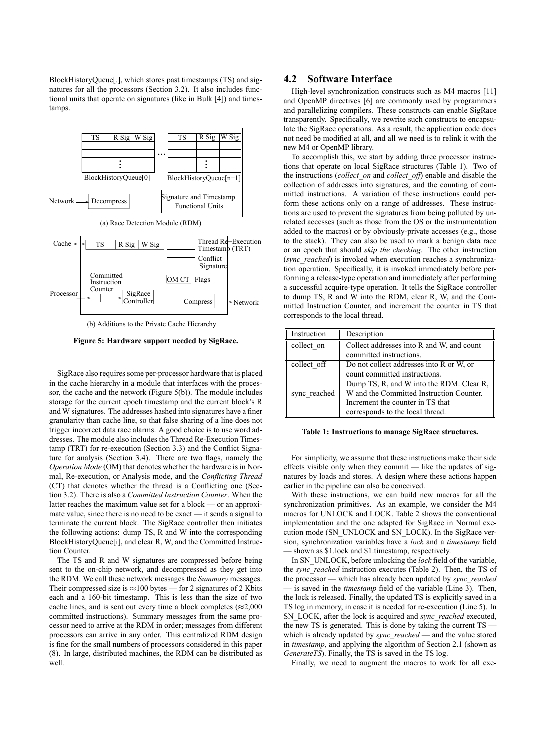BlockHistoryQueue[.], which stores past timestamps (TS) and signatures for all the processors (Section 3.2). It also includes functional units that operate on signatures (like in Bulk [4]) and timestamps.

(a) Race Detection Module (RDM)

(b) Additions to the Private Cache Hierarchy

**Figure 5: Hardware support needed by SigRace.**

SigRace also requires some per-processor hardware that is placed in the cache hierarchy in a module that interfaces with the processor, the cache and the network (Figure 5(b)). The module includes storage for the current epoch timestamp and the current block's R and W signatures. The addresses hashed into signatures have a finer granularity than cache line, so that false sharing of a line does not trigger incorrect data race alarms. A good choice is to use word addresses. The module also includes the Thread Re-Execution Timestamp (TRT) for re-execution (Section 3.3) and the Conflict Signature for analysis (Section 3.4). There are two flags, namely the *Operation Mode* (OM) that denotes whether the hardware is in Normal, Re-execution, or Analysis mode, and the *Conflicting Thread* (CT) that denotes whether the thread is a Conflicting one (Section 3.2). There is also a *Committed Instruction Counter*. When the latter reaches the maximum value set for a block — or an approximate value, since there is no need to be exact — it sends a signal to terminate the current block. The SigRace controller then initiates the following actions: dump TS, R and W into the corresponding BlockHistoryQueue[i], and clear R, W, and the Committed Instruction Counter.

The TS and R and W signatures are compressed before being sent to the on-chip network, and decompressed as they get into the RDM. We call these network messages the *Summary* messages. Their compressed size is ≈100 bytes — for 2 signatures of 2 Kbits each and a 160-bit timestamp. This is less than the size of two cache lines, and is sent out every time a block completes (≈2,000 committed instructions). Summary messages from the same processor need to arrive at the RDM in order; messages from different processors can arrive in any order. This centralized RDM design is fine for the small numbers of processors considered in this paper (8). In large, distributed machines, the RDM can be distributed as well.

## 4.2 Software Interface

High-level synchronization constructs such as M4 macros [11] and OpenMP directives [6] are commonly used by programmers and parallelizing compilers. These constructs can enable SigRace transparently. Specifically, we rewrite such constructs to encapsulate the SigRace operations. As a result, the application code does not need be modified at all, and all we need is to relink it with the new M4 or OpenMP library.

To accomplish this, we start by adding three processor instructions that operate on local SigRace structures (Table 1). Two of the instructions (*collect_on* and *collect_off*) enable and disable the collection of addresses into signatures, and the counting of committed instructions. A variation of these instructions could perform these actions only on a range of addresses. These instructions are used to prevent the signatures from being polluted by unrelated accesses (such as those from the OS or the instrumentation added to the macros) or by obviously-private accesses (e.g., those to the stack). They can also be used to mark a benign data race or an epoch that should *skip the checking*. The other instruction (*sync_reached*) is invoked when execution reaches a synchronization operation. Specifically, it is invoked immediately before performing a release-type operation and immediately after performing a successful acquire-type operation. It tells the SigRace controller to dump TS, R and W into the RDM, clear R, W, and the Committed Instruction Counter, and increment the counter in TS that corresponds to the local thread.

| Instruction | Description |
|---|---|
| collect_on | Collect addresses into R and W, and count committed instructions. |
| collect_off | Do not collect addresses into R or W, or count committed instructions. |
| sync_reached | Dump TS, R, and W into the RDM. Clear R, W and the Committed Instruction Counter. Increment the counter in TS that corresponds to the local thread. |

**Table 1: Instructions to manage SigRace structures.**

For simplicity, we assume that these instructions make their side effects visible only when they commit — like the updates of signatures by loads and stores. A design where these actions happen earlier in the pipeline can also be conceived.

With these instructions, we can build new macros for all the synchronization primitives. As an example, we consider the M4 macros for UNLOCK and LOCK. Table 2 shows the conventional implementation and the one adapted for SigRace in Normal execution mode (SN_UNLOCK and SN_LOCK). In the SigRace version, synchronization variables have a *lock* and a *timestamp* field — shown as $1.lock and $1.timestamp, respectively.

In SN_UNLOCK, before unlocking the *lock* field of the variable, the *sync_reached* instruction executes (Table 2). Then, the TS of the processor — which has already been updated by *sync_reached* — is saved in the *timestamp* field of the variable (Line 3). Then, the lock is released. Finally, the updated TS is explicitly saved in a TS log in memory, in case it is needed for re-execution (Line 5). In SN_LOCK, after the lock is acquired and *sync_reached* executed, the new TS is generated. This is done by taking the current TS — which is already updated by *sync_reached* — and the value stored in *timestamp*, and applying the algorithm of Section 2.1 (shown as *GenerateTS*). Finally, the TS is saved in the TS log.

Finally, we need to augment the macros to work for all exe-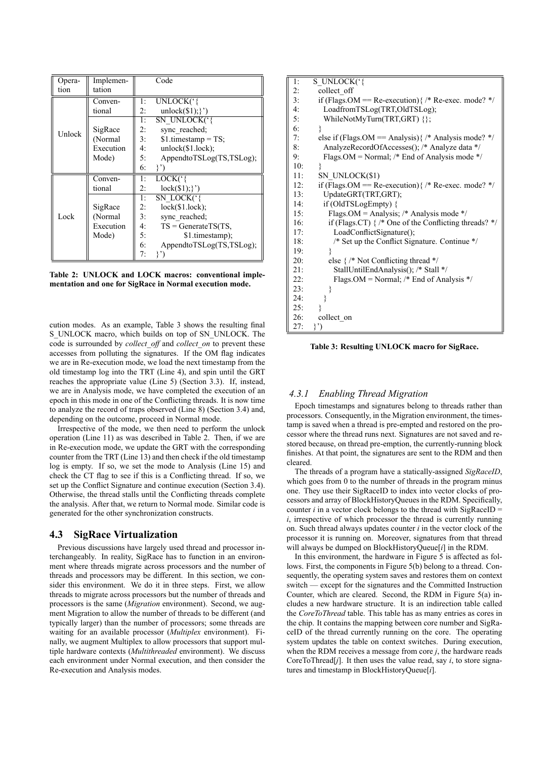| Operation | Implementation | Code |
|---|---|---|
| Unlock | Conventional | 1: UNLOCK(‘{<br>2: unlock($1);}’) |
| | SigRace (Normal Execution Mode) | 1: SN_UNLOCK(‘{<br>2: sync_reached;<br>3: $1.timestamp = TS;<br>4: unlock($1.lock);<br>5: AppendtoTSLog(TS,TSLog);<br>6: }’) |
| Lock | Conventional | 1: LOCK(‘{<br>2: lock($1);}’) |
| | SigRace (Normal Execution Mode) | 1: SN_LOCK(‘{<br>2: lock($1.lock);<br>3: sync_reached;<br>4: TS = GenerateTS(TS,<br>5: $1.timestamp);<br>6: AppendtoTSLog(TS,TSLog);<br>7: }’) |

**Table 2: UNLOCK and LOCK macros: conventional implementation and one for SigRace in Normal execution mode.**

cution modes. As an example, Table 3 shows the resulting final S_UNLOCK macro, which builds on top of SN_UNLOCK. The code is surrounded by *collect_off* and *collect_on* to prevent these accesses from polluting the signatures. If the OM flag indicates we are in Re-execution mode, we load the next timestamp from the old timestamp log into the TRT (Line 4), and spin until the GRT reaches the appropriate value (Line 5) (Section 3.3). If, instead, we are in Analysis mode, we have completed the execution of an epoch in this mode in one of the Conflicting threads. It is now time to analyze the record of traps observed (Line 8) (Section 3.4) and, depending on the outcome, proceed in Normal mode.

Irrespective of the mode, we then need to perform the unlock operation (Line 11) as was described in Table 2. Then, if we are in Re-execution mode, we update the GRT with the corresponding counter from the TRT (Line 13) and then check if the old timestamp log is empty. If so, we set the mode to Analysis (Line 15) and check the CT flag to see if this is a Conflicting thread. If so, we set up the Conflict Signature and continue execution (Section 3.4). Otherwise, the thread stalls until the Conflicting threads complete the analysis. After that, we return to Normal mode. Similar code is generated for the other synchronization constructs.

```
1:  S_UNLOCK(‘{
2:    collect_off
3:    if (Flags.OM == Re-execution){ /* Re-exec. mode? */
4:      LoadfromTSLog(TRT,OldTSLog);
5:      WhileNotMyTurn(TRT,GRT) {};
6:    }
7:    else if (Flags.OM == Analysis){ /* Analysis mode? */
8:      AnalyzeRecordOfAccesses(); /* Analyze data */
9:      Flags.OM = Normal; /* End of Analysis mode */
10:   }
11:   SN_UNLOCK($1)
12:   if (Flags.OM == Re-execution){ /* Re-exec. mode? */
13:     UpdateGRT(TRT,GRT);
14:     if (OldTSLogEmpty) {
15:       Flags.OM = Analysis; /* Analysis mode */
16:       if (Flags.CT) { /* One of the Conflicting threads? */
17:         LoadConflictSignature();
18:         /* Set up the Conflict Signature. Continue */
19:       }
20:       else { /* Not Conflicting thread */
21:         StallUntilEndAnalysis(); /* Stall */
22:         Flags.OM = Normal; /* End of Analysis */
23:       }
24:     }
25:   }
26:   collect_on
27: }’)
```

**Table 3: Resulting UNLOCK macro for SigRace.**

## 4.3 SigRace Virtualization

Previous discussions have largely used thread and processor interchangeably. In reality, SigRace has to function in an environment where threads migrate across processors and the number of threads and processors may be different. In this section, we consider this environment. We do it in three steps. First, we allow threads to migrate across processors but the number of threads and processors is the same (*Migration* environment). Second, we augment Migration to allow the number of threads to be different (and typically larger) than the number of processors; some threads are waiting for an available processor (*Multiplex* environment). Finally, we augment Multiplex to allow processors that support multiple hardware contexts (*Multithreaded* environment). We discuss each environment under Normal execution, and then consider the Re-execution and Analysis modes.

### 4.3.1 Enabling Thread Migration

Epoch timestamps and signatures belong to threads rather than processors. Consequently, in the Migration environment, the timestamp is saved when a thread is pre-empted and restored on the processor where the thread runs next. Signatures are not saved and restored because, on thread pre-emption, the currently-running block finishes. At that point, the signatures are sent to the RDM and then cleared.

The threads of a program have a statically-assigned *SigRaceID*, which goes from 0 to the number of threads in the program minus one. They use their SigRaceID to index into vector clocks of processors and array of BlockHistoryQueues in the RDM. Specifically, counter $i$ in a vector clock belongs to the thread with SigRaceID = $i$, irrespective of which processor the thread is currently running on. Such thread always updates counter $i$ in the vector clock of the processor it is running on. Moreover, signatures from that thread will always be dumped on BlockHistoryQueue[$i$] in the RDM.

In this environment, the hardware in Figure 5 is affected as follows. First, the components in Figure 5(b) belong to a thread. Consequently, the operating system saves and restores them on context switch — except for the signatures and the Committed Instruction Counter, which are cleared. Second, the RDM in Figure 5(a) includes a new hardware structure. It is an indirection table called the *CoreToThread* table. This table has as many entries as cores in the chip. It contains the mapping between core number and SigRaceID of the thread currently running on the core. The operating system updates the table on context switches. During execution, when the RDM receives a message from core $j$, the hardware reads CoreToThread[$j$]. It then uses the value read, say $i$, to store signatures and timestamp in BlockHistoryQueue[$i$].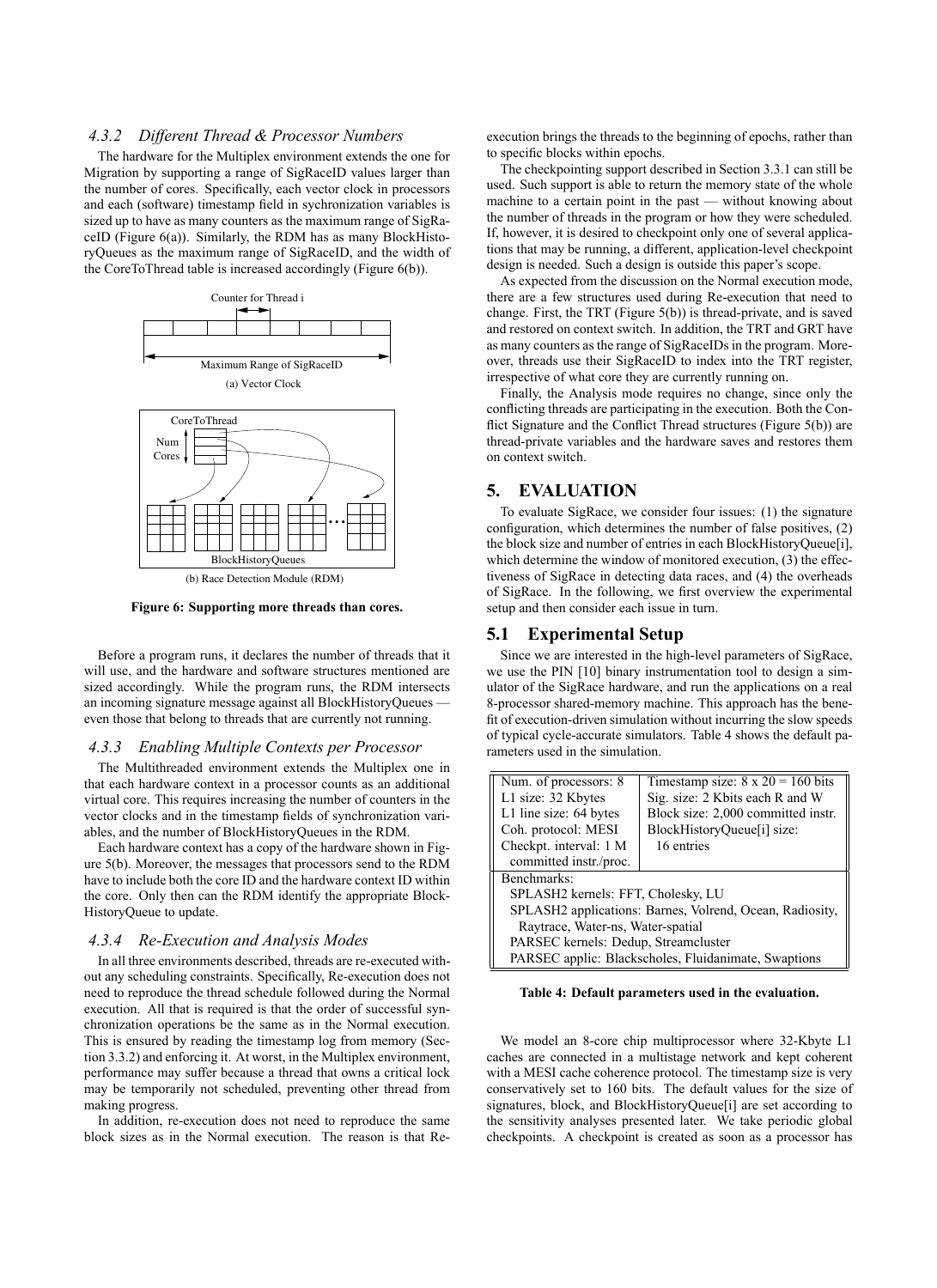### 4.3.2 Different Thread & Processor Numbers

The hardware for the Multiplex environment extends the one for Migration by supporting a range of SigRaceID values larger than the number of cores. Specifically, each vector clock in processors and each (software) timestamp field in sychronization variables is sized up to have as many counters as the maximum range of SigRaceID (Figure 6(a)). Similarly, the RDM has as many BlockHistoryQueues as the maximum range of SigRaceID, and the width of the CoreToThread table is increased accordingly (Figure 6(b)).

**Figure 6: Supporting more threads than cores.**

Before a program runs, it declares the number of threads that it will use, and the hardware and software structures mentioned are sized accordingly. While the program runs, the RDM intersects an incoming signature message against all BlockHistoryQueues — even those that belong to threads that are currently not running.

### 4.3.3 Enabling Multiple Contexts per Processor

The Multithreaded environment extends the Multiplex one in that each hardware context in a processor counts as an additional virtual core. This requires increasing the number of counters in the vector clocks and in the timestamp fields of synchronization variables, and the number of BlockHistoryQueues in the RDM.

Each hardware context has a copy of the hardware shown in Figure 5(b). Moreover, the messages that processors send to the RDM have to include both the core ID and the hardware context ID within the core. Only then can the RDM identify the appropriate BlockHistoryQueue to update.

### 4.3.4 Re-Execution and Analysis Modes

In all three environments described, threads are re-executed without any scheduling constraints. Specifically, Re-execution does not need to reproduce the thread schedule followed during the Normal execution. All that is required is that the order of successful synchronization operations be the same as in the Normal execution. This is ensured by reading the timestamp log from memory (Section 3.3.2) and enforcing it. At worst, in the Multiplex environment, performance may suffer because a thread that owns a critical lock may be temporarily not scheduled, preventing other thread from making progress.

In addition, re-execution does not need to reproduce the same block sizes as in the Normal execution. The reason is that Re-execution brings the threads to the beginning of epochs, rather than to specific blocks within epochs.

The checkpointing support described in Section 3.3.1 can still be used. Such support is able to return the memory state of the whole machine to a certain point in the past — without knowing about the number of threads in the program or how they were scheduled. If, however, it is desired to checkpoint only one of several applications that may be running, a different, application-level checkpoint design is needed. Such a design is outside this paper's scope.

As expected from the discussion on the Normal execution mode, there are a few structures used during Re-execution that need to change. First, the TRT (Figure 5(b)) is thread-private, and is saved and restored on context switch. In addition, the TRT and GRT have as many counters as the range of SigRaceIDs in the program. Moreover, threads use their SigRaceID to index into the TRT register, irrespective of what core they are currently running on.

Finally, the Analysis mode requires no change, since only the conflicting threads are participating in the execution. Both the Conflict Signature and the Conflict Thread structures (Figure 5(b)) are thread-private variables and the hardware saves and restores them on context switch.

## 5. EVALUATION

To evaluate SigRace, we consider four issues: (1) the signature configuration, which determines the number of false positives, (2) the block size and number of entries in each BlockHistoryQueue[i], which determine the window of monitored execution, (3) the effectiveness of SigRace in detecting data races, and (4) the overheads of SigRace. In the following, we first overview the experimental setup and then consider each issue in turn.

## 5.1 Experimental Setup

Since we are interested in the high-level parameters of SigRace, we use the PIN [10] binary instrumentation tool to design a simulator of the SigRace hardware, and run the applications on a real 8-processor shared-memory machine. This approach has the benefit of execution-driven simulation without incurring the slow speeds of typical cycle-accurate simulators. Table 4 shows the default parameters used in the simulation.

| | |
|---|---|
| Num. of processors: 8<br>L1 size: 32 Kbytes<br>L1 line size: 64 bytes<br>Coh. protocol: MESI<br>Checkpt. interval: 1 M committed instr./proc. | Timestamp size: 8 x 20 = 160 bits<br>Sig. size: 2 Kbits each R and W<br>Block size: 2,000 committed instr.<br>BlockHistoryQueue[i] size: 16 entries |
| Benchmarks:<br>SPLASH2 kernels: FFT, Cholesky, LU<br>SPLASH2 applications: Barnes, Volrend, Ocean, Radiosity, Raytrace, Water-ns, Water-spatial<br>PARSEC kernels: Dedup, Streamcluster<br>PARSEC applic: Blackscholes, Fluidanimate, Swaptions | |

**Table 4: Default parameters used in the evaluation.**

We model an 8-core chip multiprocessor where 32-Kbyte L1 caches are connected in a multistage network and kept coherent with a MESI cache coherence protocol. The timestamp size is very conservatively set to 160 bits. The default values for the size of signatures, block, and BlockHistoryQueue[i] are set according to the sensitivity analyses presented later. We take periodic global checkpoints. A checkpoint is created as soon as a processor has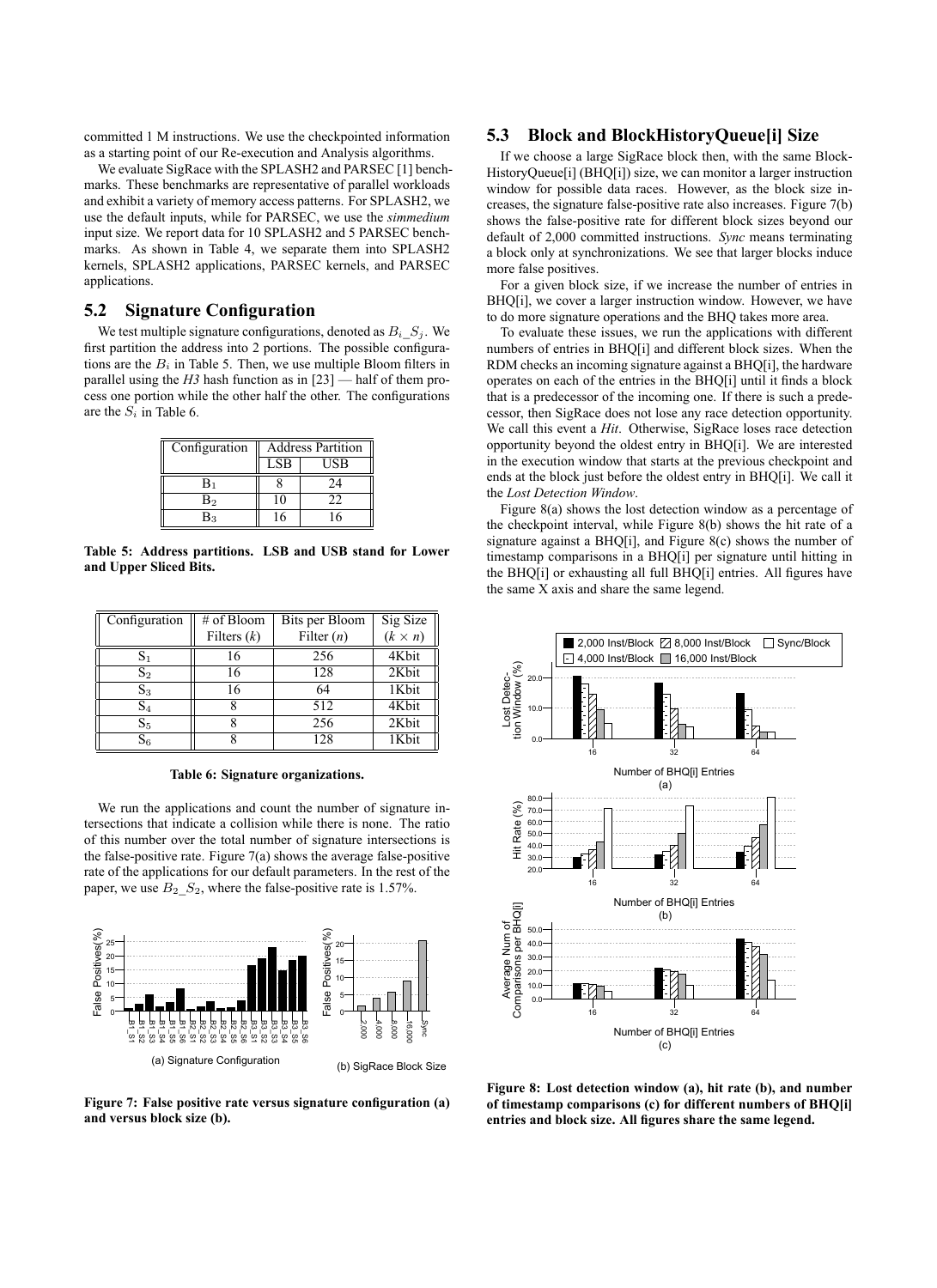committed 1 M instructions. We use the checkpointed information as a starting point of our Re-execution and Analysis algorithms.

We evaluate SigRace with the SPLASH2 and PARSEC [1] benchmarks. These benchmarks are representative of parallel workloads and exhibit a variety of memory access patterns. For SPLASH2, we use the default inputs, while for PARSEC, we use the *simmedium* input size. We report data for 10 SPLASH2 and 5 PARSEC benchmarks. As shown in Table 4, we separate them into SPLASH2 kernels, SPLASH2 applications, PARSEC kernels, and PARSEC applications.

## 5.2 Signature Configuration

We test multiple signature configurations, denoted as $B_i\_S_j$. We first partition the address into 2 portions. The possible configurations are the $B_i$ in Table 5. Then, we use multiple Bloom filters in parallel using the *H3* hash function as in [23] — half of them process one portion while the other half the other. The configurations are the $S_i$ in Table 6.

| Configuration | Address Partition | |
|---|---|---|
| | LSB | USB |
| $B_1$ | 8 | 24 |
| $B_2$ | 10 | 22 |
| $B_3$ | 16 | 16 |

**Table 5: Address partitions. LSB and USB stand for Lower and Upper Sliced Bits.**

| Configuration | # of Bloom Filters ($k$) | Bits per Bloom Filter ($n$) | Sig Size ($k \times n$) |
|---|---|---|---|
| $S_1$ | 16 | 256 | 4Kbit |
| $S_2$ | 16 | 128 | 2Kbit |
| $S_3$ | 16 | 64 | 1Kbit |
| $S_4$ | 8 | 512 | 4Kbit |
| $S_5$ | 8 | 256 | 2Kbit |
| $S_6$ | 8 | 128 | 1Kbit |

**Table 6: Signature organizations.**

We run the applications and count the number of signature intersections that indicate a collision while there is none. The ratio of this number over the total number of signature intersections is the false-positive rate. Figure 7(a) shows the average false-positive rate of the applications for our default parameters. In the rest of the paper, we use $B_2\_S_2$, where the false-positive rate is 1.57%.

(a) Signature Configuration

(b) SigRace Block Size

**Figure 7: False positive rate versus signature configuration (a) and versus block size (b).**

## 5.3 Block and BlockHistoryQueue[i] Size

If we choose a large SigRace block then, with the same BlockHistoryQueue[i] (BHQ[i]) size, we can monitor a larger instruction window for possible data races. However, as the block size increases, the signature false-positive rate also increases. Figure 7(b) shows the false-positive rate for different block sizes beyond our default of 2,000 committed instructions. *Sync* means terminating a block only at synchronizations. We see that larger blocks induce more false positives.

For a given block size, if we increase the number of entries in BHQ[i], we cover a larger instruction window. However, we have to do more signature operations and the BHQ takes more area.

To evaluate these issues, we run the applications with different numbers of entries in BHQ[i] and different block sizes. When the RDM checks an incoming signature against a BHQ[i], the hardware operates on each of the entries in the BHQ[i] until it finds a block that is a predecessor of the incoming one. If there is such a predecessor, then SigRace does not lose any race detection opportunity. We call this event a *Hit*. Otherwise, SigRace loses race detection opportunity beyond the oldest entry in BHQ[i]. We are interested in the execution window that starts at the previous checkpoint and ends at the block just before the oldest entry in BHQ[i]. We call it the *Lost Detection Window*.

Figure 8(a) shows the lost detection window as a percentage of the checkpoint interval, while Figure 8(b) shows the hit rate of a signature against a BHQ[i], and Figure 8(c) shows the number of timestamp comparisons in a BHQ[i] per signature until hitting in the BHQ[i] or exhausting all full BHQ[i] entries. All figures have the same X axis and share the same legend.

**Figure 8: Lost detection window (a), hit rate (b), and number of timestamp comparisons (c) for different numbers of BHQ[i] entries and block size. All figures share the same legend.**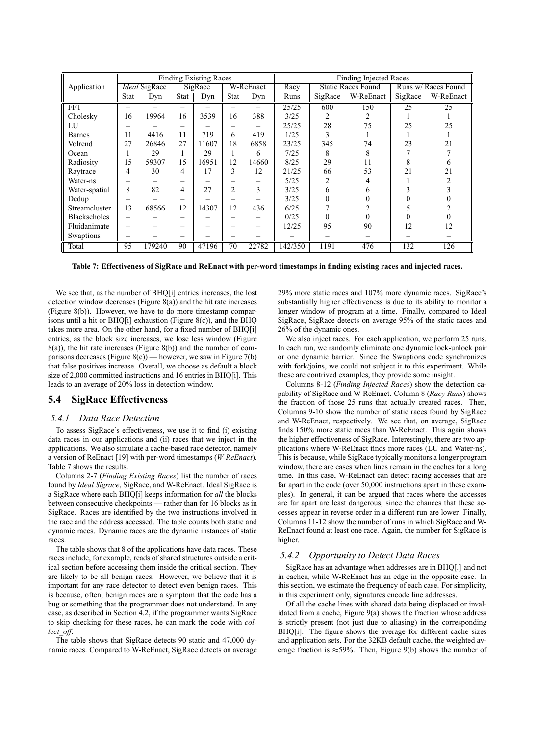| Application | Finding Existing Races | | | | | | Finding Injected Races | | | | |
|---|---|---|---|---|---|---|---|---|---|---|---|
| | *Ideal* SigRace | | SigRace | | W-ReEnact | | Racy | Static Races Found | | Runs w/ Races Found | |
| | Stat | Dyn | Stat | Dyn | Stat | Dyn | Runs | SigRace | W-ReEnact | SigRace | W-ReEnact |
| FFT | – | – | – | – | – | – | 25/25 | 600 | 150 | 25 | 25 |
| Cholesky | 16 | 19964 | 16 | 3539 | 16 | 388 | 3/25 | 2 | 2 | 1 | 1 |
| LU | – | – | – | – | – | – | 25/25 | 28 | 75 | 25 | 25 |
| Barnes | 11 | 4416 | 11 | 719 | 6 | 419 | 1/25 | 3 | 1 | 1 | 1 |
| Volrend | 27 | 26846 | 27 | 11607 | 18 | 6858 | 23/25 | 345 | 74 | 23 | 21 |
| Ocean | 1 | 29 | 1 | 29 | 1 | 6 | 7/25 | 8 | 8 | 7 | 7 |
| Radiosity | 15 | 59307 | 15 | 16951 | 12 | 14660 | 8/25 | 29 | 11 | 8 | 6 |
| Raytrace | 4 | 30 | 4 | 17 | 3 | 12 | 21/25 | 66 | 53 | 21 | 21 |
| Water-ns | – | – | – | – | – | – | 5/25 | 2 | 4 | 1 | 2 |
| Water-spatial | 8 | 82 | 4 | 27 | 2 | 3 | 3/25 | 6 | 6 | 3 | 3 |
| Dedup | – | – | – | – | – | – | 3/25 | 0 | 0 | 0 | 0 |
| Streamcluster | 13 | 68566 | 12 | 14307 | 12 | 436 | 6/25 | 7 | 2 | 5 | 2 |
| Blackscholes | – | – | – | – | – | – | 0/25 | 0 | 0 | 0 | 0 |
| Fluidanimate | – | – | – | – | – | – | 12/25 | 95 | 90 | 12 | 12 |
| Swaptions | – | – | – | – | – | – | – | – | – | – | – |
| Total | 95 | 179240 | 90 | 47196 | 70 | 22782 | 142/350 | 1191 | 476 | 132 | 126 |

**Table 7: Effectiveness of SigRace and ReEnact with per-word timestamps in finding existing races and injected races.**

We see that, as the number of BHQ[i] entries increases, the lost detection window decreases (Figure 8(a)) and the hit rate increases (Figure 8(b)). However, we have to do more timestamp comparisons until a hit or BHQ[i] exhaustion (Figure 8(c)), and the BHQ takes more area. On the other hand, for a fixed number of BHQ[i] entries, as the block size increases, we lose less window (Figure 8(a)), the hit rate increases (Figure 8(b)) and the number of comparisons decreases (Figure 8(c)) — however, we saw in Figure 7(b) that false positives increase. Overall, we choose as default a block size of 2,000 committed instructions and 16 entries in BHQ[i]. This leads to an average of 20% loss in detection window.

## 5.4 SigRace Effectiveness

### 5.4.1 Data Race Detection

To assess SigRace's effectiveness, we use it to find (i) existing data races in our applications and (ii) races that we inject in the applications. We also simulate a cache-based race detector, namely a version of ReEnact [19] with per-word timestamps (*W-ReEnact*). Table 7 shows the results.

Columns 2-7 (*Finding Existing Races*) list the number of races found by *Ideal Sigrace*, SigRace, and W-ReEnact. Ideal SigRace is a SigRace where each BHQ[i] keeps information for *all* the blocks between consecutive checkpoints — rather than for 16 blocks as in SigRace. Races are identified by the two instructions involved in the race and the address accessed. The table counts both static and dynamic races. Dynamic races are the dynamic instances of static races.

The table shows that 8 of the applications have data races. These races include, for example, reads of shared structures outside a critical section before accessing them inside the critical section. They are likely to be all benign races. However, we believe that it is important for any race detector to detect even benign races. This is because, often, benign races are a symptom that the code has a bug or something that the programmer does not understand. In any case, as described in Section 4.2, if the programmer wants SigRace to skip checking for these races, he can mark the code with *collect_off*.

The table shows that SigRace detects 90 static and 47,000 dynamic races. Compared to W-ReEnact, SigRace detects on average 29% more static races and 107% more dynamic races. SigRace's substantially higher effectiveness is due to its ability to monitor a longer window of program at a time. Finally, compared to Ideal SigRace, SigRace detects on average 95% of the static races and 26% of the dynamic ones.

We also inject races. For each application, we perform 25 runs. In each run, we randomly eliminate one dynamic lock-unlock pair or one dynamic barrier. Since the Swaptions code synchronizes with fork/joins, we could not subject it to this experiment. While these are contrived examples, they provide some insight.

Columns 8-12 (*Finding Injected Races*) show the detection capability of SigRace and W-ReEnact. Column 8 (*Racy Runs*) shows the fraction of those 25 runs that actually created races. Then, Columns 9-10 show the number of static races found by SigRace and W-ReEnact, respectively. We see that, on average, SigRace finds 150% more static races than W-ReEnact. This again shows the higher effectiveness of SigRace. Interestingly, there are two applications where W-ReEnact finds more races (LU and Water-ns). This is because, while SigRace typically monitors a longer program window, there are cases when lines remain in the caches for a long time. In this case, W-ReEnact can detect racing accesses that are far apart in the code (over 50,000 instructions apart in these examples). In general, it can be argued that races where the accesses are far apart are least dangerous, since the chances that these accesses appear in reverse order in a different run are lower. Finally, Columns 11-12 show the number of runs in which SigRace and W-ReEnact found at least one race. Again, the number for SigRace is higher.

### 5.4.2 Opportunity to Detect Data Races

SigRace has an advantage when addresses are in BHQ[.] and not in caches, while W-ReEnact has an edge in the opposite case. In this section, we estimate the frequency of each case. For simplicity, in this experiment only, signatures encode line addresses.

Of all the cache lines with shared data being displaced or invalidated from a cache, Figure 9(a) shows the fraction whose address is strictly present (not just due to aliasing) in the corresponding BHQ[i]. The figure shows the average for different cache sizes and application sets. For the 32KB default cache, the weighted average fraction is $\approx$59%. Then, Figure 9(b) shows the number of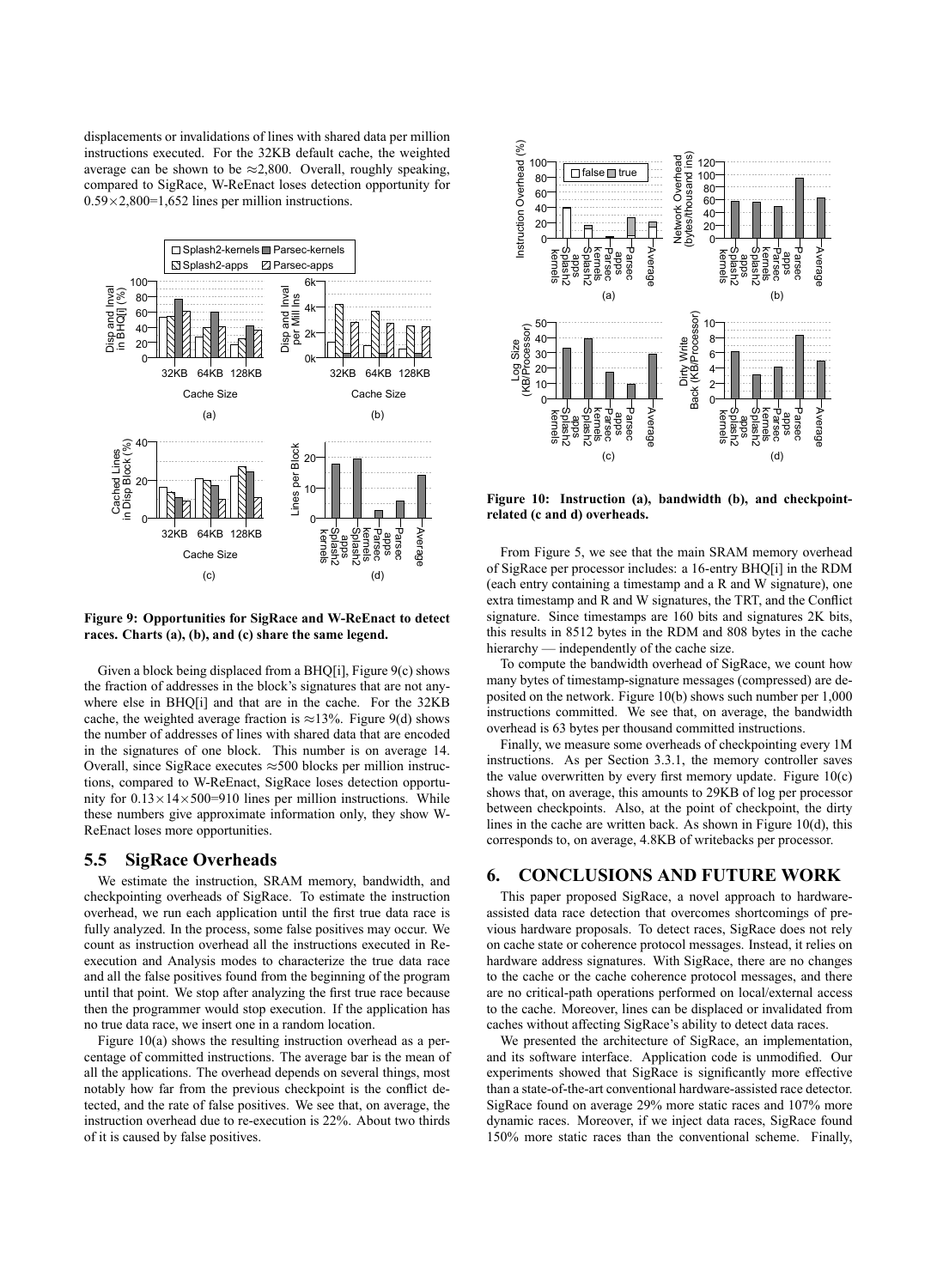displacements or invalidations of lines with shared data per million instructions executed. For the 32KB default cache, the weighted average can be shown to be ≈2,800. Overall, roughly speaking, compared to SigRace, W-ReEnact loses detection opportunity for $0.59\times2,800$=1,652 lines per million instructions.

**Figure 9: Opportunities for SigRace and W-ReEnact to detect races. Charts (a), (b), and (c) share the same legend.**

Given a block being displaced from a BHQ[i], Figure 9(c) shows the fraction of addresses in the block's signatures that are not anywhere else in BHQ[i] and that are in the cache. For the 32KB cache, the weighted average fraction is ≈13%. Figure 9(d) shows the number of addresses of lines with shared data that are encoded in the signatures of one block. This number is on average 14. Overall, since SigRace executes ≈500 blocks per million instructions, compared to W-ReEnact, SigRace loses detection opportunity for $0.13\times14\times500$=910 lines per million instructions. While these numbers give approximate information only, they show W-ReEnact loses more opportunities.

## 5.5 SigRace Overheads

We estimate the instruction, SRAM memory, bandwidth, and checkpointing overheads of SigRace. To estimate the instruction overhead, we run each application until the first true data race is fully analyzed. In the process, some false positives may occur. We count as instruction overhead all the instructions executed in Re-execution and Analysis modes to characterize the true data race and all the false positives found from the beginning of the program until that point. We stop after analyzing the first true race because then the programmer would stop execution. If the application has no true data race, we insert one in a random location.

Figure 10(a) shows the resulting instruction overhead as a percentage of committed instructions. The average bar is the mean of all the applications. The overhead depends on several things, most notably how far from the previous checkpoint is the conflict detected, and the rate of false positives. We see that, on average, the instruction overhead due to re-execution is 22%. About two thirds of it is caused by false positives.

**Figure 10: Instruction (a), bandwidth (b), and checkpoint-related (c and d) overheads.**

From Figure 5, we see that the main SRAM memory overhead of SigRace per processor includes: a 16-entry BHQ[i] in the RDM (each entry containing a timestamp and a R and W signature), one extra timestamp and R and W signatures, the TRT, and the Conflict signature. Since timestamps are 160 bits and signatures 2K bits, this results in 8512 bytes in the RDM and 808 bytes in the cache hierarchy — independently of the cache size.

To compute the bandwidth overhead of SigRace, we count how many bytes of timestamp-signature messages (compressed) are deposited on the network. Figure 10(b) shows such number per 1,000 instructions committed. We see that, on average, the bandwidth overhead is 63 bytes per thousand committed instructions.

Finally, we measure some overheads of checkpointing every 1M instructions. As per Section 3.3.1, the memory controller saves the value overwritten by every first memory update. Figure 10(c) shows that, on average, this amounts to 29KB of log per processor between checkpoints. Also, at the point of checkpoint, the dirty lines in the cache are written back. As shown in Figure 10(d), this corresponds to, on average, 4.8KB of writebacks per processor.

## 6. CONCLUSIONS AND FUTURE WORK

This paper proposed SigRace, a novel approach to hardware-assisted data race detection that overcomes shortcomings of previous hardware proposals. To detect races, SigRace does not rely on cache state or coherence protocol messages. Instead, it relies on hardware address signatures. With SigRace, there are no changes to the cache or the cache coherence protocol messages, and there are no critical-path operations performed on local/external access to the cache. Moreover, lines can be displaced or invalidated from caches without affecting SigRace's ability to detect data races.

We presented the architecture of SigRace, an implementation, and its software interface. Application code is unmodified. Our experiments showed that SigRace is significantly more effective than a state-of-the-art conventional hardware-assisted race detector. SigRace found on average 29% more static races and 107% more dynamic races. Moreover, if we inject data races, SigRace found 150% more static races than the conventional scheme. Finally,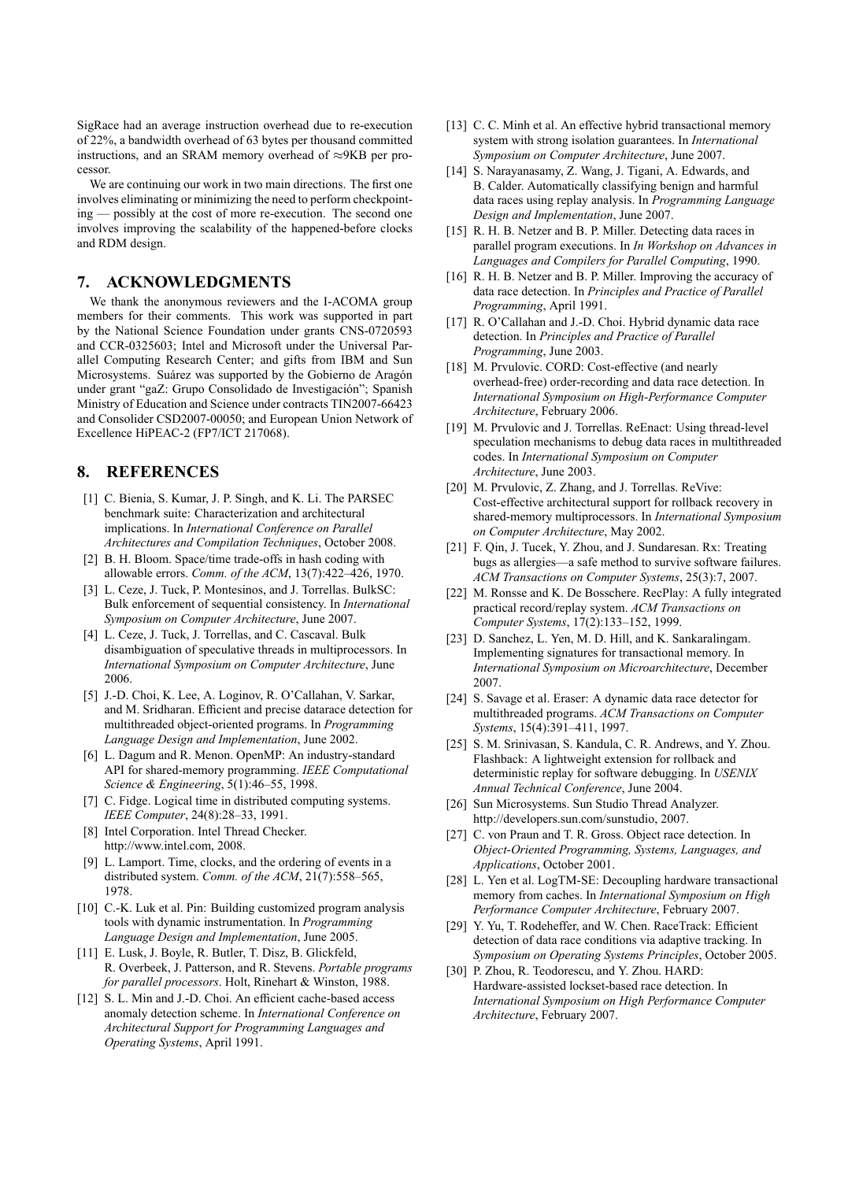SigRace had an average instruction overhead due to re-execution of 22%, a bandwidth overhead of 63 bytes per thousand committed instructions, and an SRAM memory overhead of ≈9KB per processor.

We are continuing our work in two main directions. The first one involves eliminating or minimizing the need to perform checkpointing — possibly at the cost of more re-execution. The second one involves improving the scalability of the happened-before clocks and RDM design.

## 7. ACKNOWLEDGMENTS

We thank the anonymous reviewers and the I-ACOMA group members for their comments. This work was supported in part by the National Science Foundation under grants CNS-0720593 and CCR-0325603; Intel and Microsoft under the Universal Parallel Computing Research Center; and gifts from IBM and Sun Microsystems. Suárez was supported by the Gobierno de Aragón under grant "gaZ: Grupo Consolidado de Investigación"; Spanish Ministry of Education and Science under contracts TIN2007-66423 and Consolider CSD2007-00050; and European Union Network of Excellence HiPEAC-2 (FP7/ICT 217068).

## 8. REFERENCES

[1] C. Bienia, S. Kumar, J. P. Singh, and K. Li. The PARSEC benchmark suite: Characterization and architectural implications. In *International Conference on Parallel Architectures and Compilation Techniques*, October 2008.

[2] B. H. Bloom. Space/time trade-offs in hash coding with allowable errors. *Comm. of the ACM*, 13(7):422–426, 1970.

[3] L. Ceze, J. Tuck, P. Montesinos, and J. Torrellas. BulkSC: Bulk enforcement of sequential consistency. In *International Symposium on Computer Architecture*, June 2007.

[4] L. Ceze, J. Tuck, J. Torrellas, and C. Cascaval. Bulk disambiguation of speculative threads in multiprocessors. In *International Symposium on Computer Architecture*, June 2006.

[5] J.-D. Choi, K. Lee, A. Loginov, R. O'Callahan, V. Sarkar, and M. Sridharan. Efficient and precise datarace detection for multithreaded object-oriented programs. In *Programming Language Design and Implementation*, June 2002.

[6] L. Dagum and R. Menon. OpenMP: An industry-standard API for shared-memory programming. *IEEE Computational Science & Engineering*, 5(1):46–55, 1998.

[7] C. Fidge. Logical time in distributed computing systems. *IEEE Computer*, 24(8):28–33, 1991.

[8] Intel Corporation. Intel Thread Checker. http://www.intel.com, 2008.

[9] L. Lamport. Time, clocks, and the ordering of events in a distributed system. *Comm. of the ACM*, 21(7):558–565, 1978.

[10] C.-K. Luk et al. Pin: Building customized program analysis tools with dynamic instrumentation. In *Programming Language Design and Implementation*, June 2005.

[11] E. Lusk, J. Boyle, R. Butler, T. Disz, B. Glickfeld, R. Overbeek, J. Patterson, and R. Stevens. *Portable programs for parallel processors*. Holt, Rinehart & Winston, 1988.

[12] S. L. Min and J.-D. Choi. An efficient cache-based access anomaly detection scheme. In *International Conference on Architectural Support for Programming Languages and Operating Systems*, April 1991.

[13] C. C. Minh et al. An effective hybrid transactional memory system with strong isolation guarantees. In *International Symposium on Computer Architecture*, June 2007.

[14] S. Narayanasamy, Z. Wang, J. Tigani, A. Edwards, and B. Calder. Automatically classifying benign and harmful data races using replay analysis. In *Programming Language Design and Implementation*, June 2007.

[15] R. H. B. Netzer and B. P. Miller. Detecting data races in parallel program executions. In *In Workshop on Advances in Languages and Compilers for Parallel Computing*, 1990.

[16] R. H. B. Netzer and B. P. Miller. Improving the accuracy of data race detection. In *Principles and Practice of Parallel Programming*, April 1991.

[17] R. O'Callahan and J.-D. Choi. Hybrid dynamic data race detection. In *Principles and Practice of Parallel Programming*, June 2003.

[18] M. Prvulovic. CORD: Cost-effective (and nearly overhead-free) order-recording and data race detection. In *International Symposium on High-Performance Computer Architecture*, February 2006.

[19] M. Prvulovic and J. Torrellas. ReEnact: Using thread-level speculation mechanisms to debug data races in multithreaded codes. In *International Symposium on Computer Architecture*, June 2003.

[20] M. Prvulovic, Z. Zhang, and J. Torrellas. ReVive: Cost-effective architectural support for rollback recovery in shared-memory multiprocessors. In *International Symposium on Computer Architecture*, May 2002.

[21] F. Qin, J. Tucek, Y. Zhou, and J. Sundaresan. Rx: Treating bugs as allergies—a safe method to survive software failures. *ACM Transactions on Computer Systems*, 25(3):7, 2007.

[22] M. Ronsse and K. De Bosschere. RecPlay: A fully integrated practical record/replay system. *ACM Transactions on Computer Systems*, 17(2):133–152, 1999.

[23] D. Sanchez, L. Yen, M. D. Hill, and K. Sankaralingam. Implementing signatures for transactional memory. In *International Symposium on Microarchitecture*, December 2007.

[24] S. Savage et al. Eraser: A dynamic data race detector for multithreaded programs. *ACM Transactions on Computer Systems*, 15(4):391–411, 1997.

[25] S. M. Srinivasan, S. Kandula, C. R. Andrews, and Y. Zhou. Flashback: A lightweight extension for rollback and deterministic replay for software debugging. In *USENIX Annual Technical Conference*, June 2004.

[26] Sun Microsystems. Sun Studio Thread Analyzer. http://developers.sun.com/sunstudio, 2007.

[27] C. von Praun and T. R. Gross. Object race detection. In *Object-Oriented Programming, Systems, Languages, and Applications*, October 2001.

[28] L. Yen et al. LogTM-SE: Decoupling hardware transactional memory from caches. In *International Symposium on High Performance Computer Architecture*, February 2007.

[29] Y. Yu, T. Rodeheffer, and W. Chen. RaceTrack: Efficient detection of data race conditions via adaptive tracking. In *Symposium on Operating Systems Principles*, October 2005.

[30] P. Zhou, R. Teodorescu, and Y. Zhou. HARD: Hardware-assisted lockset-based race detection. In *International Symposium on High Performance Computer Architecture*, February 2007.